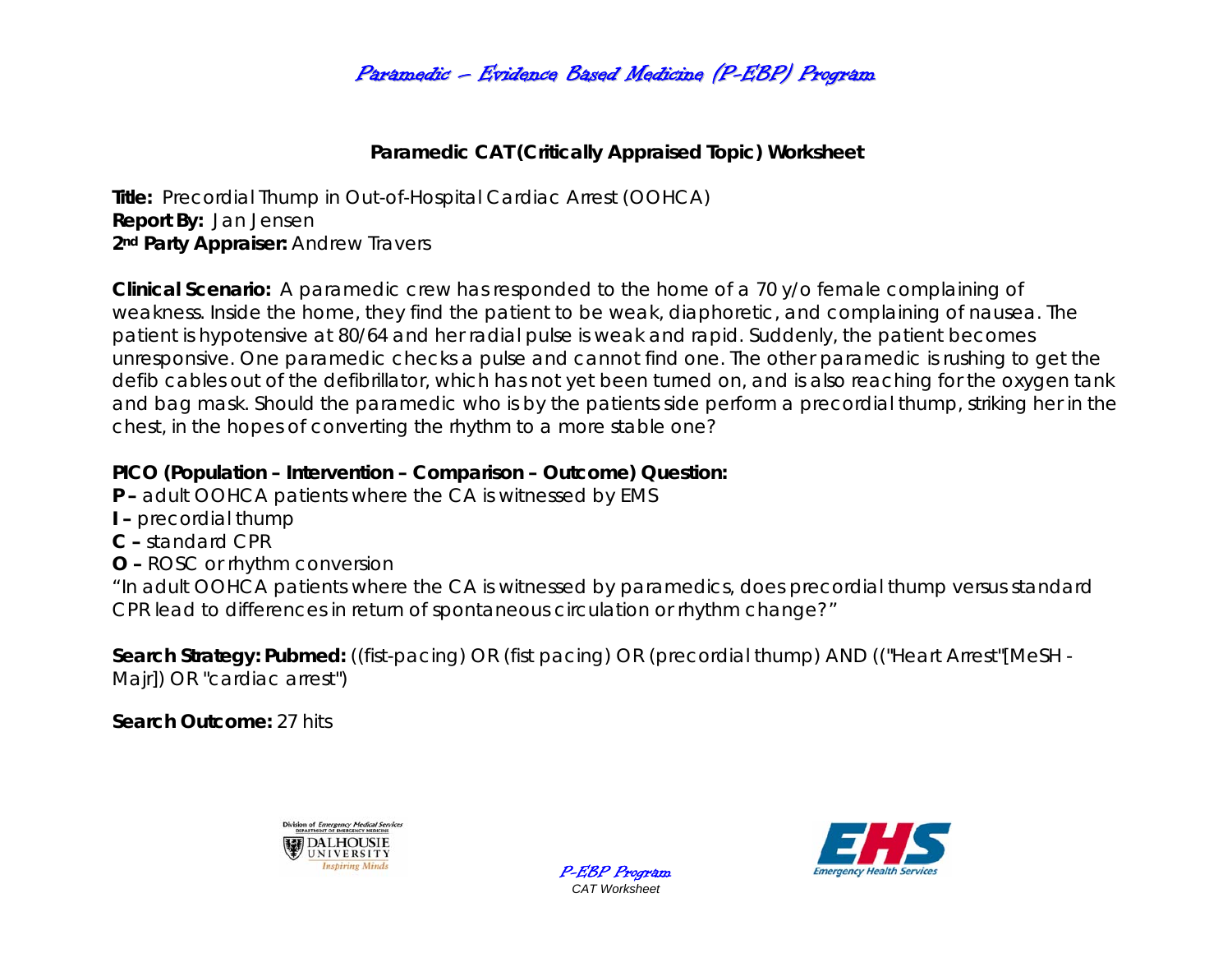# Paramedic – Evidence Based Medicine (P-EBP) Program

## Paramedic CAT (Critically Appraised Topic) Worksheet

**Title:** Precordial Thump in Out-of-Hospital Cardiac Arrest (OOHCA)
**Report By:** Jan Jensen
**2nd Party Appraiser:** Andrew Travers

**Clinical Scenario:** A paramedic crew has responded to the home of a 70 y/o female complaining of weakness. Inside the home, they find the patient to be weak, diaphoretic, and complaining of nausea. The patient is hypotensive at 80/64 and her radial pulse is weak and rapid. Suddenly, the patient becomes unresponsive. One paramedic checks a pulse and cannot find one. The other paramedic is rushing to get the defib cables out of the defibrillator, which has not yet been turned on, and is also reaching for the oxygen tank and bag mask. Should the paramedic who is by the patients side perform a precordial thump, striking her in the chest, in the hopes of converting the rhythm to a more stable one?

**PICO (Population – Intervention – Comparison – Outcome) Question:**

**P –** adult OOHCA patients where the CA is witnessed by EMS
**I –** precordial thump
**C –** standard CPR
**O –** ROSC or rhythm conversion

"In adult OOHCA patients where the CA is witnessed by paramedics, does precordial thump versus standard CPR lead to differences in return of spontaneous circulation or rhythm change?"

**Search Strategy: Pubmed:** ((fist-pacing) OR (fist pacing) OR (precordial thump) AND (("Heart Arrest"[MeSH - Majr]) OR "cardiac arrest")

**Search Outcome:** 27 hits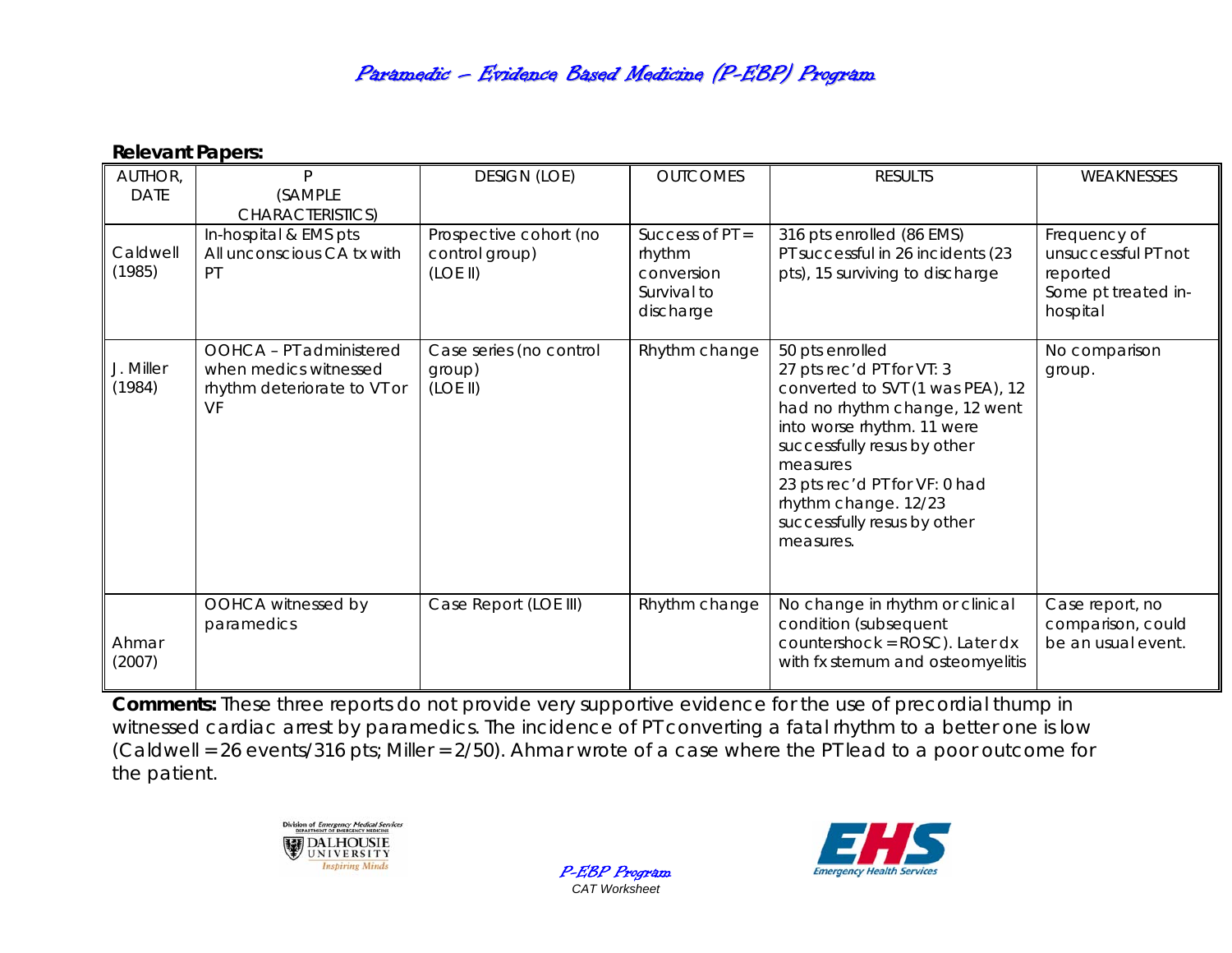**Relevant Papers:**

| AUTHOR, DATE | P (SAMPLE CHARACTERISTICS) | DESIGN (LOE) | OUTCOMES | RESULTS | WEAKNESSES |
|---|---|---|---|---|---|
| Caldwell (1985) | In-hospital & EMS pts<br>All unconscious CA tx with PT | Prospective cohort (no control group) (LOE II) | Success of PT = rhythm conversion<br>Survival to discharge | 316 pts enrolled (86 EMS)<br>PT successful in 26 incidents (23 pts), 15 surviving to discharge | Frequency of unsuccessful PT not reported<br>Some pt treated in-hospital |
| J. Miller (1984) | OOHCA – PT administered when medics witnessed rhythm deteriorate to VT or VF | Case series (no control group) (LOE II) | Rhythm change | 50 pts enrolled<br>27 pts rec'd PT for VT: 3 converted to SVT (1 was PEA), 12 had no rhythm change, 12 went into worse rhythm. 11 were successfully resus by other measures<br>23 pts rec'd PT for VF: 0 had rhythm change. 12/23 successfully resus by other measures. | No comparison group. |
| Ahmar (2007) | OOHCA witnessed by paramedics | Case Report (LOE III) | Rhythm change | No change in rhythm or clinical condition (subsequent countershock = ROSC). Later dx with fx sternum and osteomyelitis | Case report, no comparison, could be an usual event. |

**Comments:** These three reports do not provide very supportive evidence for the use of precordial thump in witnessed cardiac arrest by paramedics. The incidence of PT converting a fatal rhythm to a better one is low (Caldwell = 26 events/316 pts; Miller = 2/50). Ahmar wrote of a case where the PT lead to a poor outcome for the patient.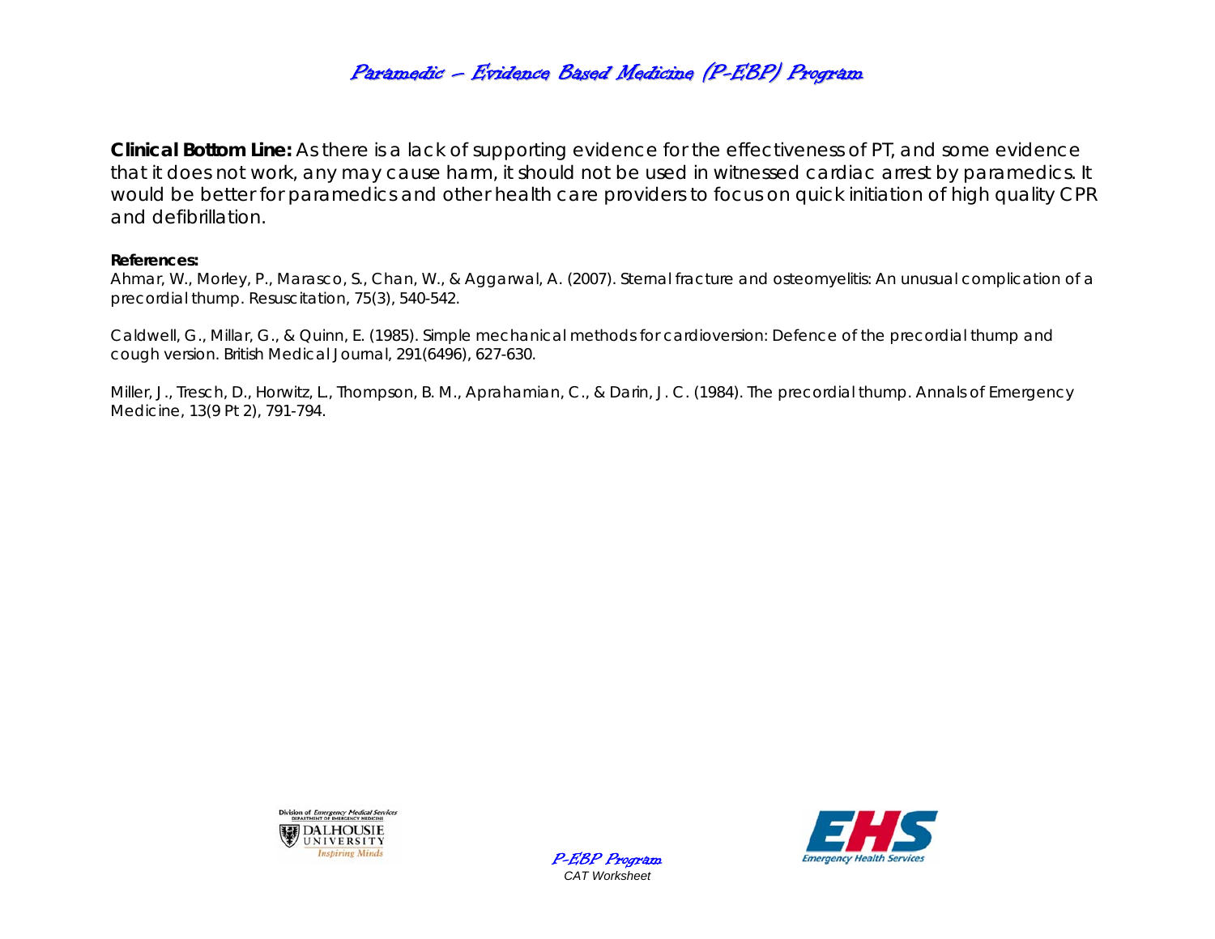**Clinical Bottom Line:** As there is a lack of supporting evidence for the effectiveness of PT, and some evidence that it does not work, any may cause harm, it should not be used in witnessed cardiac arrest by paramedics. It would be better for paramedics and other health care providers to focus on quick initiation of high quality CPR and defibrillation.

**References:**

Ahmar, W., Morley, P., Marasco, S., Chan, W., & Aggarwal, A. (2007). Sternal fracture and osteomyelitis: An unusual complication of a precordial thump. Resuscitation, 75(3), 540-542.

Caldwell, G., Millar, G., & Quinn, E. (1985). Simple mechanical methods for cardioversion: Defence of the precordial thump and cough version. British Medical Journal, 291(6496), 627-630.

Miller, J., Tresch, D., Horwitz, L., Thompson, B. M., Aprahamian, C., & Darin, J. C. (1984). The precordial thump. Annals of Emergency Medicine, 13(9 Pt 2), 791-794.